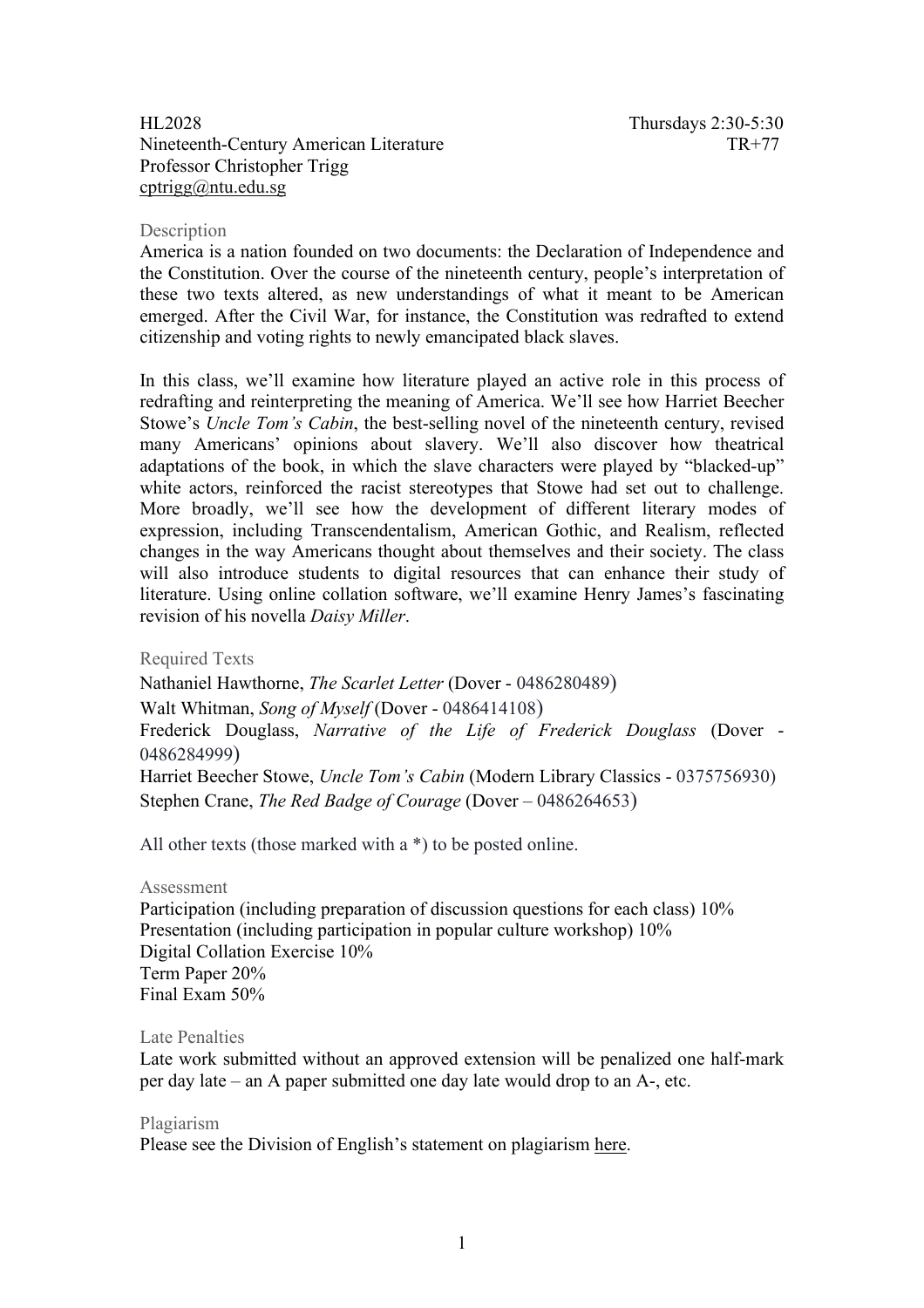HL2028 Thursdays 2:30-5:30
Nineteenth-Century American Literature TR+77
Professor Christopher Trigg
cptrigg@ntu.edu.sg

## Description

America is a nation founded on two documents: the Declaration of Independence and the Constitution. Over the course of the nineteenth century, people's interpretation of these two texts altered, as new understandings of what it meant to be American emerged. After the Civil War, for instance, the Constitution was redrafted to extend citizenship and voting rights to newly emancipated black slaves.

In this class, we'll examine how literature played an active role in this process of redrafting and reinterpreting the meaning of America. We'll see how Harriet Beecher Stowe's *Uncle Tom's Cabin*, the best-selling novel of the nineteenth century, revised many Americans' opinions about slavery. We'll also discover how theatrical adaptations of the book, in which the slave characters were played by "blacked-up" white actors, reinforced the racist stereotypes that Stowe had set out to challenge. More broadly, we'll see how the development of different literary modes of expression, including Transcendentalism, American Gothic, and Realism, reflected changes in the way Americans thought about themselves and their society. The class will also introduce students to digital resources that can enhance their study of literature. Using online collation software, we'll examine Henry James's fascinating revision of his novella *Daisy Miller*.

## Required Texts

Nathaniel Hawthorne, *The Scarlet Letter* (Dover - 0486280489)
Walt Whitman, *Song of Myself* (Dover - 0486414108)
Frederick Douglass, *Narrative of the Life of Frederick Douglass* (Dover - 0486284999)
Harriet Beecher Stowe, *Uncle Tom's Cabin* (Modern Library Classics - 0375756930)
Stephen Crane, *The Red Badge of Courage* (Dover – 0486264653)

All other texts (those marked with a *) to be posted online.

## Assessment

Participation (including preparation of discussion questions for each class) 10%
Presentation (including participation in popular culture workshop) 10%
Digital Collation Exercise 10%
Term Paper 20%
Final Exam 50%

## Late Penalties

Late work submitted without an approved extension will be penalized one half-mark per day late – an A paper submitted one day late would drop to an A-, etc.

## Plagiarism

Please see the Division of English's statement on plagiarism here.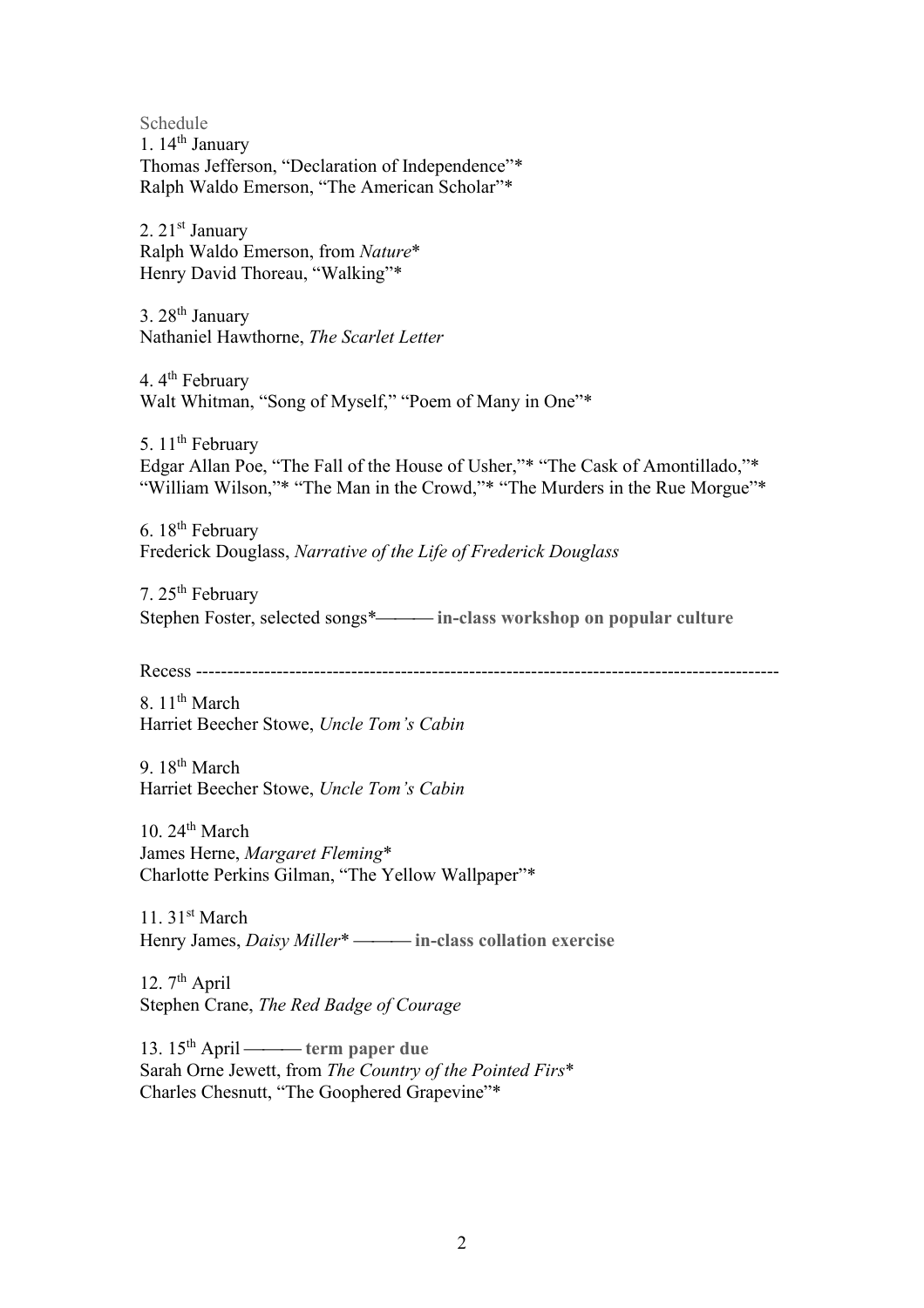## Schedule

1. 14th January
Thomas Jefferson, "Declaration of Independence"*
Ralph Waldo Emerson, "The American Scholar"*

2. 21st January
Ralph Waldo Emerson, from *Nature**
Henry David Thoreau, "Walking"*

3. 28th January
Nathaniel Hawthorne, *The Scarlet Letter*

4. 4th February
Walt Whitman, "Song of Myself," "Poem of Many in One"*

5. 11th February
Edgar Allan Poe, "The Fall of the House of Usher,"* "The Cask of Amontillado,"* "William Wilson,"* "The Man in the Crowd,"* "The Murders in the Rue Morgue"*

6. 18th February
Frederick Douglass, *Narrative of the Life of Frederick Douglass*

7. 25th February
Stephen Foster, selected songs*——— **in-class workshop on popular culture**

Recess ------------------------------------------------------------------------------------------

8. 11th March
Harriet Beecher Stowe, *Uncle Tom's Cabin*

9. 18th March
Harriet Beecher Stowe, *Uncle Tom's Cabin*

10. 24th March
James Herne, *Margaret Fleming**
Charlotte Perkins Gilman, "The Yellow Wallpaper"*

11. 31st March
Henry James, *Daisy Miller** ——— **in-class collation exercise**

12. 7th April
Stephen Crane, *The Red Badge of Courage*

13. 15th April ——— **term paper due**
Sarah Orne Jewett, from *The Country of the Pointed Firs**
Charles Chesnutt, "The Goophered Grapevine"*